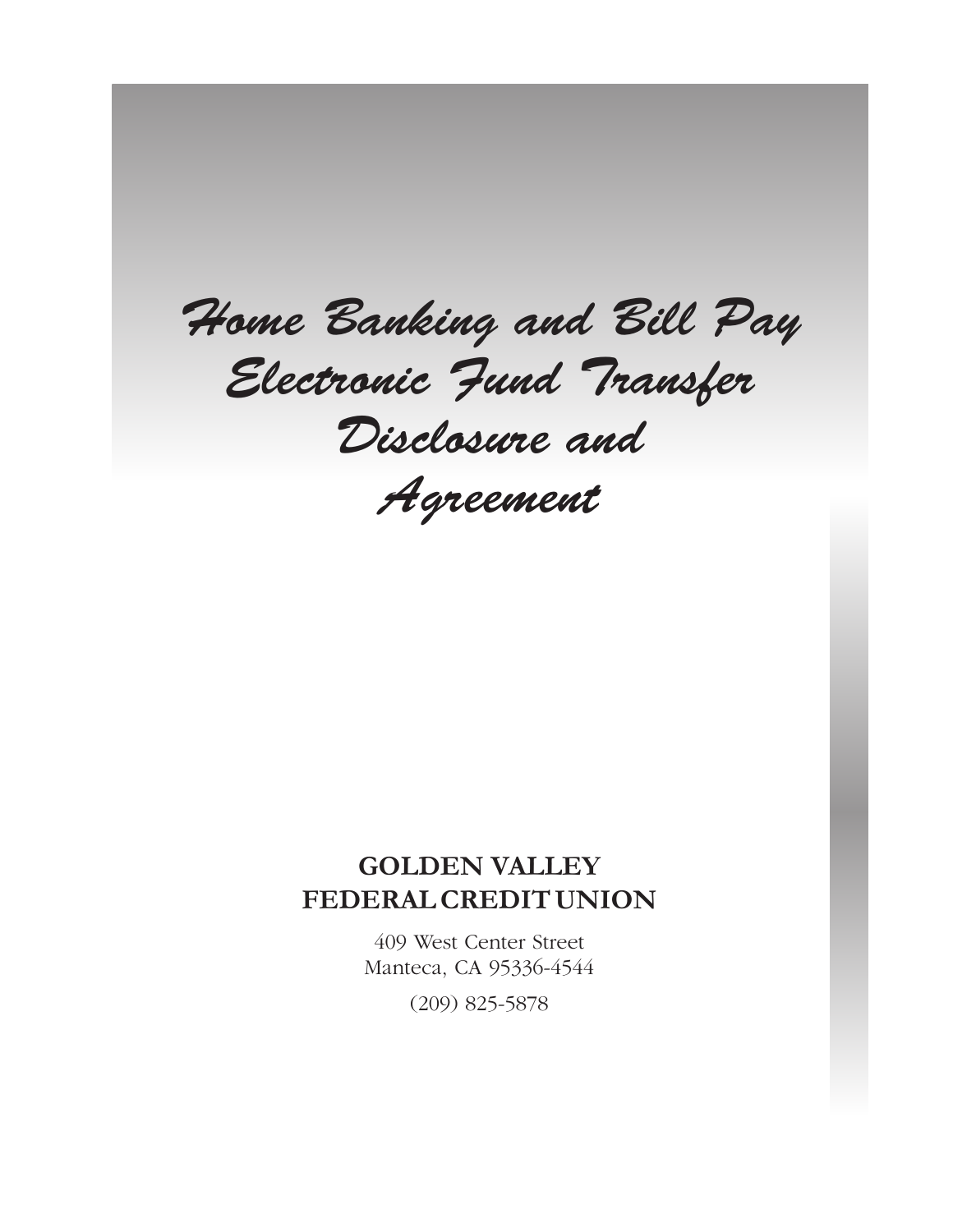# *Home Banking and Bill Pay Electronic Fund Transfer Disclosure and Agreement*

**GOLDEN VALLEY FEDERAL CREDIT UNION**

409 West Center Street
Manteca, CA 95336-4544

(209) 825-5878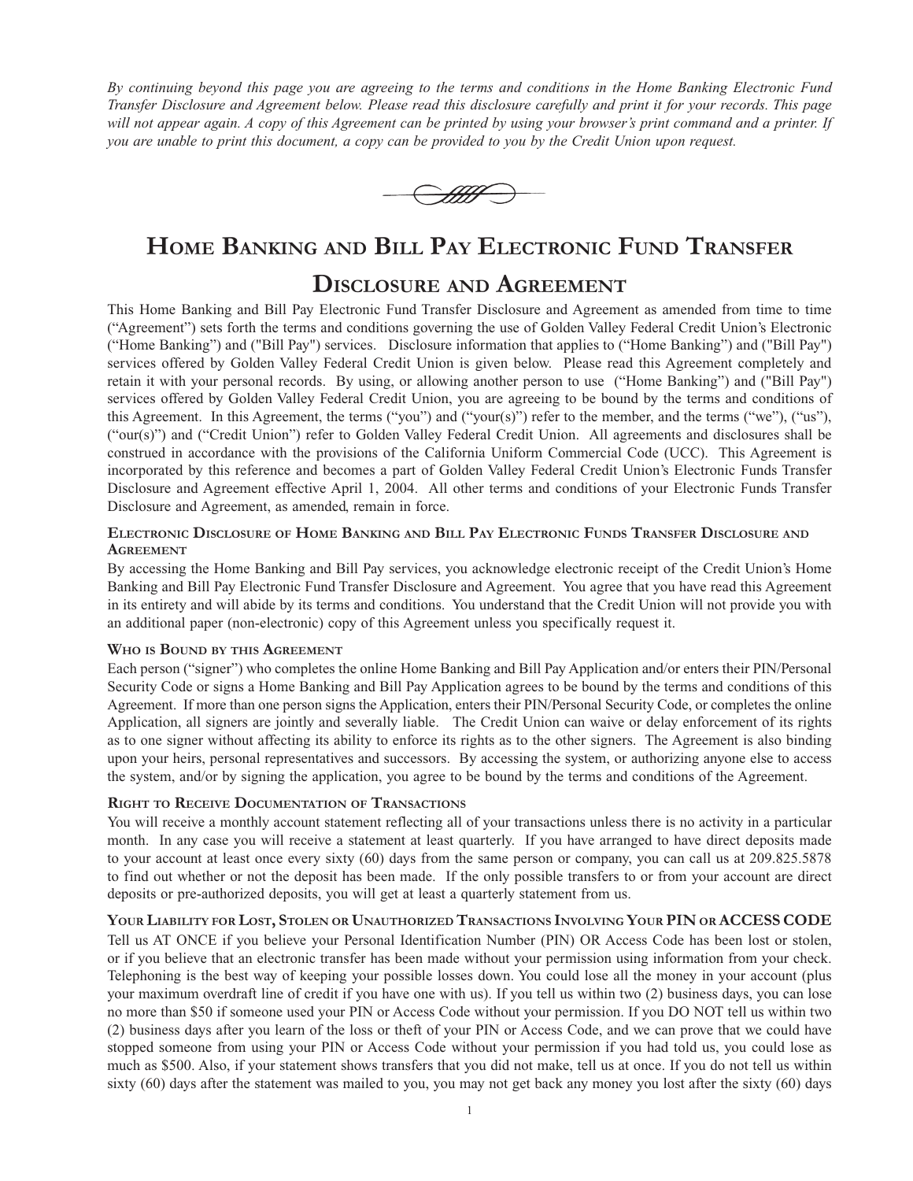*By continuing beyond this page you are agreeing to the terms and conditions in the Home Banking Electronic Fund Transfer Disclosure and Agreement below. Please read this disclosure carefully and print it for your records. This page will not appear again. A copy of this Agreement can be printed by using your browser's print command and a printer. If you are unable to print this document, a copy can be provided to you by the Credit Union upon request.*

# Home Banking and Bill Pay Electronic Fund Transfer Disclosure and Agreement

This Home Banking and Bill Pay Electronic Fund Transfer Disclosure and Agreement as amended from time to time ("Agreement") sets forth the terms and conditions governing the use of Golden Valley Federal Credit Union's Electronic ("Home Banking") and ("Bill Pay") services. Disclosure information that applies to ("Home Banking") and ("Bill Pay") services offered by Golden Valley Federal Credit Union is given below. Please read this Agreement completely and retain it with your personal records. By using, or allowing another person to use ("Home Banking") and ("Bill Pay") services offered by Golden Valley Federal Credit Union, you are agreeing to be bound by the terms and conditions of this Agreement. In this Agreement, the terms ("you") and ("your(s)") refer to the member, and the terms ("we"), ("us"), ("our(s)") and ("Credit Union") refer to Golden Valley Federal Credit Union. All agreements and disclosures shall be construed in accordance with the provisions of the California Uniform Commercial Code (UCC). This Agreement is incorporated by this reference and becomes a part of Golden Valley Federal Credit Union's Electronic Funds Transfer Disclosure and Agreement effective April 1, 2004. All other terms and conditions of your Electronic Funds Transfer Disclosure and Agreement, as amended, remain in force.

### Electronic Disclosure of Home Banking and Bill Pay Electronic Funds Transfer Disclosure and Agreement

By accessing the Home Banking and Bill Pay services, you acknowledge electronic receipt of the Credit Union's Home Banking and Bill Pay Electronic Fund Transfer Disclosure and Agreement. You agree that you have read this Agreement in its entirety and will abide by its terms and conditions. You understand that the Credit Union will not provide you with an additional paper (non-electronic) copy of this Agreement unless you specifically request it.

### Who is Bound by this Agreement

Each person ("signer") who completes the online Home Banking and Bill Pay Application and/or enters their PIN/Personal Security Code or signs a Home Banking and Bill Pay Application agrees to be bound by the terms and conditions of this Agreement. If more than one person signs the Application, enters their PIN/Personal Security Code, or completes the online Application, all signers are jointly and severally liable. The Credit Union can waive or delay enforcement of its rights as to one signer without affecting its ability to enforce its rights as to the other signers. The Agreement is also binding upon your heirs, personal representatives and successors. By accessing the system, or authorizing anyone else to access the system, and/or by signing the application, you agree to be bound by the terms and conditions of the Agreement.

### Right to Receive Documentation of Transactions

You will receive a monthly account statement reflecting all of your transactions unless there is no activity in a particular month. In any case you will receive a statement at least quarterly. If you have arranged to have direct deposits made to your account at least once every sixty (60) days from the same person or company, you can call us at 209.825.5878 to find out whether or not the deposit has been made. If the only possible transfers to or from your account are direct deposits or pre-authorized deposits, you will get at least a quarterly statement from us.

### Your Liability for Lost, Stolen or Unauthorized Transactions Involving Your PIN or ACCESS CODE

Tell us AT ONCE if you believe your Personal Identification Number (PIN) OR Access Code has been lost or stolen, or if you believe that an electronic transfer has been made without your permission using information from your check. Telephoning is the best way of keeping your possible losses down. You could lose all the money in your account (plus your maximum overdraft line of credit if you have one with us). If you tell us within two (2) business days, you can lose no more than $50 if someone used your PIN or Access Code without your permission. If you DO NOT tell us within two (2) business days after you learn of the loss or theft of your PIN or Access Code, and we can prove that we could have stopped someone from using your PIN or Access Code without your permission if you had told us, you could lose as much as $500. Also, if your statement shows transfers that you did not make, tell us at once. If you do not tell us within sixty (60) days after the statement was mailed to you, you may not get back any money you lost after the sixty (60) days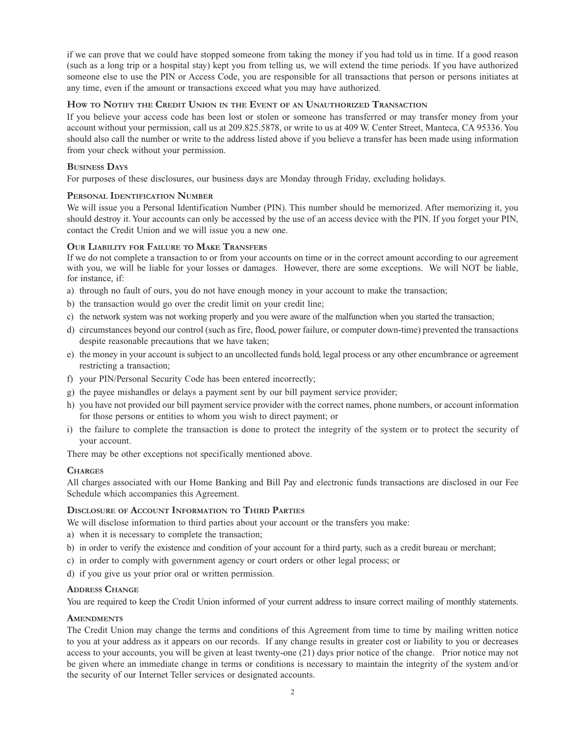if we can prove that we could have stopped someone from taking the money if you had told us in time. If a good reason (such as a long trip or a hospital stay) kept you from telling us, we will extend the time periods. If you have authorized someone else to use the PIN or Access Code, you are responsible for all transactions that person or persons initiates at any time, even if the amount or transactions exceed what you may have authorized.

### How to Notify the Credit Union in the Event of an Unauthorized Transaction

If you believe your access code has been lost or stolen or someone has transferred or may transfer money from your account without your permission, call us at 209.825.5878, or write to us at 409 W. Center Street, Manteca, CA 95336. You should also call the number or write to the address listed above if you believe a transfer has been made using information from your check without your permission.

### Business Days

For purposes of these disclosures, our business days are Monday through Friday, excluding holidays.

### Personal Identification Number

We will issue you a Personal Identification Number (PIN). This number should be memorized. After memorizing it, you should destroy it. Your accounts can only be accessed by the use of an access device with the PIN. If you forget your PIN, contact the Credit Union and we will issue you a new one.

### Our Liability for Failure to Make Transfers

If we do not complete a transaction to or from your accounts on time or in the correct amount according to our agreement with you, we will be liable for your losses or damages. However, there are some exceptions. We will NOT be liable, for instance, if:

a) through no fault of ours, you do not have enough money in your account to make the transaction;
b) the transaction would go over the credit limit on your credit line;
c) the network system was not working properly and you were aware of the malfunction when you started the transaction;
d) circumstances beyond our control (such as fire, flood, power failure, or computer down-time) prevented the transactions despite reasonable precautions that we have taken;
e) the money in your account is subject to an uncollected funds hold, legal process or any other encumbrance or agreement restricting a transaction;
f) your PIN/Personal Security Code has been entered incorrectly;
g) the payee mishandles or delays a payment sent by our bill payment service provider;
h) you have not provided our bill payment service provider with the correct names, phone numbers, or account information for those persons or entities to whom you wish to direct payment; or
i) the failure to complete the transaction is done to protect the integrity of the system or to protect the security of your account.

There may be other exceptions not specifically mentioned above.

### Charges

All charges associated with our Home Banking and Bill Pay and electronic funds transactions are disclosed in our Fee Schedule which accompanies this Agreement.

### Disclosure of Account Information to Third Parties

We will disclose information to third parties about your account or the transfers you make:

a) when it is necessary to complete the transaction;
b) in order to verify the existence and condition of your account for a third party, such as a credit bureau or merchant;
c) in order to comply with government agency or court orders or other legal process; or
d) if you give us your prior oral or written permission.

### Address Change

You are required to keep the Credit Union informed of your current address to insure correct mailing of monthly statements.

### Amendments

The Credit Union may change the terms and conditions of this Agreement from time to time by mailing written notice to you at your address as it appears on our records. If any change results in greater cost or liability to you or decreases access to your accounts, you will be given at least twenty-one (21) days prior notice of the change. Prior notice may not be given where an immediate change in terms or conditions is necessary to maintain the integrity of the system and/or the security of our Internet Teller services or designated accounts.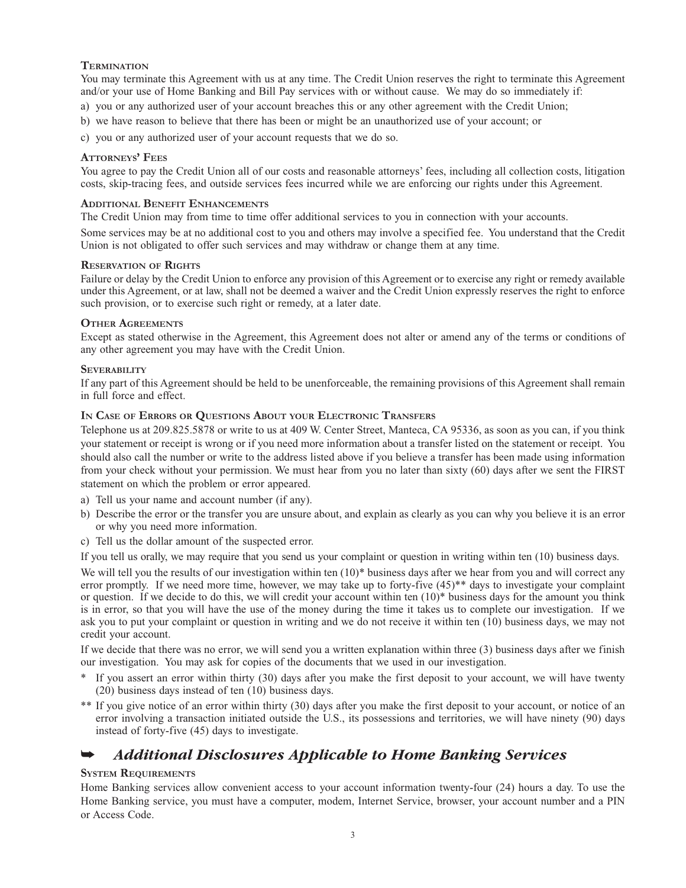### Termination

You may terminate this Agreement with us at any time. The Credit Union reserves the right to terminate this Agreement and/or your use of Home Banking and Bill Pay services with or without cause. We may do so immediately if:

a) you or any authorized user of your account breaches this or any other agreement with the Credit Union;

b) we have reason to believe that there has been or might be an unauthorized use of your account; or

c) you or any authorized user of your account requests that we do so.

### Attorneys' Fees

You agree to pay the Credit Union all of our costs and reasonable attorneys' fees, including all collection costs, litigation costs, skip-tracing fees, and outside services fees incurred while we are enforcing our rights under this Agreement.

### Additional Benefit Enhancements

The Credit Union may from time to time offer additional services to you in connection with your accounts.

Some services may be at no additional cost to you and others may involve a specified fee. You understand that the Credit Union is not obligated to offer such services and may withdraw or change them at any time.

### Reservation of Rights

Failure or delay by the Credit Union to enforce any provision of this Agreement or to exercise any right or remedy available under this Agreement, or at law, shall not be deemed a waiver and the Credit Union expressly reserves the right to enforce such provision, or to exercise such right or remedy, at a later date.

### Other Agreements

Except as stated otherwise in the Agreement, this Agreement does not alter or amend any of the terms or conditions of any other agreement you may have with the Credit Union.

### Severability

If any part of this Agreement should be held to be unenforceable, the remaining provisions of this Agreement shall remain in full force and effect.

### In Case of Errors or Questions About your Electronic Transfers

Telephone us at 209.825.5878 or write to us at 409 W. Center Street, Manteca, CA 95336, as soon as you can, if you think your statement or receipt is wrong or if you need more information about a transfer listed on the statement or receipt. You should also call the number or write to the address listed above if you believe a transfer has been made using information from your check without your permission. We must hear from you no later than sixty (60) days after we sent the FIRST statement on which the problem or error appeared.

a) Tell us your name and account number (if any).

b) Describe the error or the transfer you are unsure about, and explain as clearly as you can why you believe it is an error or why you need more information.

c) Tell us the dollar amount of the suspected error.

If you tell us orally, we may require that you send us your complaint or question in writing within ten (10) business days.

We will tell you the results of our investigation within ten (10)* business days after we hear from you and will correct any error promptly. If we need more time, however, we may take up to forty-five (45)** days to investigate your complaint or question. If we decide to do this, we will credit your account within ten (10)* business days for the amount you think is in error, so that you will have the use of the money during the time it takes us to complete our investigation. If we ask you to put your complaint or question in writing and we do not receive it within ten (10) business days, we may not credit your account.

If we decide that there was no error, we will send you a written explanation within three (3) business days after we finish our investigation. You may ask for copies of the documents that we used in our investigation.

\* If you assert an error within thirty (30) days after you make the first deposit to your account, we will have twenty (20) business days instead of ten (10) business days.

\** If you give notice of an error within thirty (30) days after you make the first deposit to your account, or notice of an error involving a transaction initiated outside the U.S., its possessions and territories, we will have ninety (90) days instead of forty-five (45) days to investigate.

## ➥ *Additional Disclosures Applicable to Home Banking Services*

### System Requirements

Home Banking services allow convenient access to your account information twenty-four (24) hours a day. To use the Home Banking service, you must have a computer, modem, Internet Service, browser, your account number and a PIN or Access Code.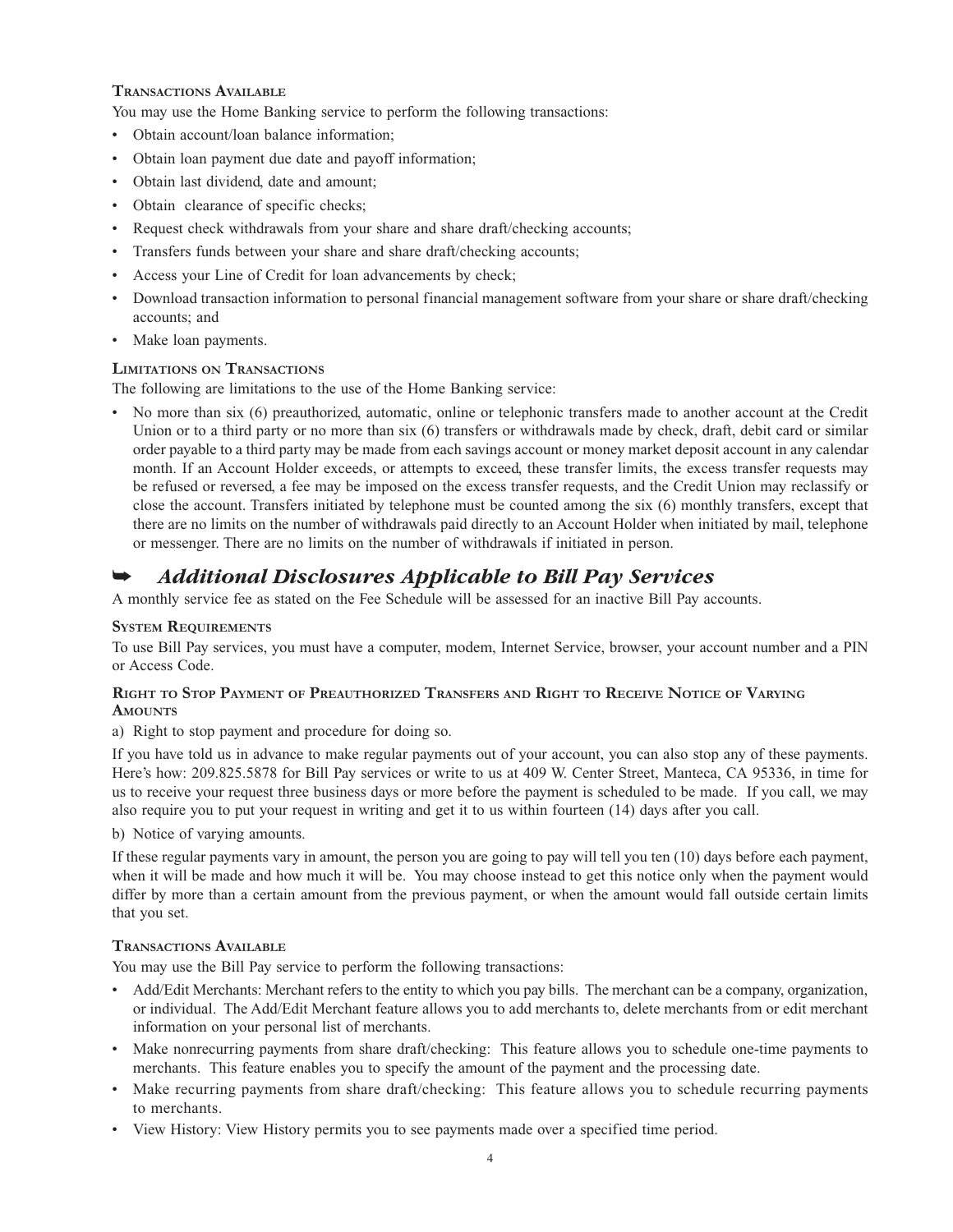#### Transactions Available

You may use the Home Banking service to perform the following transactions:

- Obtain account/loan balance information;
- Obtain loan payment due date and payoff information;
- Obtain last dividend, date and amount;
- Obtain clearance of specific checks;
- Request check withdrawals from your share and share draft/checking accounts;
- Transfers funds between your share and share draft/checking accounts;
- Access your Line of Credit for loan advancements by check;
- Download transaction information to personal financial management software from your share or share draft/checking accounts; and
- Make loan payments.

#### Limitations on Transactions

The following are limitations to the use of the Home Banking service:

- No more than six (6) preauthorized, automatic, online or telephonic transfers made to another account at the Credit Union or to a third party or no more than six (6) transfers or withdrawals made by check, draft, debit card or similar order payable to a third party may be made from each savings account or money market deposit account in any calendar month. If an Account Holder exceeds, or attempts to exceed, these transfer limits, the excess transfer requests may be refused or reversed, a fee may be imposed on the excess transfer requests, and the Credit Union may reclassify or close the account. Transfers initiated by telephone must be counted among the six (6) monthly transfers, except that there are no limits on the number of withdrawals paid directly to an Account Holder when initiated by mail, telephone or messenger. There are no limits on the number of withdrawals if initiated in person.

## ➥ *Additional Disclosures Applicable to Bill Pay Services*

A monthly service fee as stated on the Fee Schedule will be assessed for an inactive Bill Pay accounts.

#### System Requirements

To use Bill Pay services, you must have a computer, modem, Internet Service, browser, your account number and a PIN or Access Code.

#### Right to Stop Payment of Preauthorized Transfers and Right to Receive Notice of Varying Amounts

a) Right to stop payment and procedure for doing so.

If you have told us in advance to make regular payments out of your account, you can also stop any of these payments. Here's how: 209.825.5878 for Bill Pay services or write to us at 409 W. Center Street, Manteca, CA 95336, in time for us to receive your request three business days or more before the payment is scheduled to be made. If you call, we may also require you to put your request in writing and get it to us within fourteen (14) days after you call.

b) Notice of varying amounts.

If these regular payments vary in amount, the person you are going to pay will tell you ten (10) days before each payment, when it will be made and how much it will be. You may choose instead to get this notice only when the payment would differ by more than a certain amount from the previous payment, or when the amount would fall outside certain limits that you set.

#### Transactions Available

You may use the Bill Pay service to perform the following transactions:

- Add/Edit Merchants: Merchant refers to the entity to which you pay bills. The merchant can be a company, organization, or individual. The Add/Edit Merchant feature allows you to add merchants to, delete merchants from or edit merchant information on your personal list of merchants.
- Make nonrecurring payments from share draft/checking: This feature allows you to schedule one-time payments to merchants. This feature enables you to specify the amount of the payment and the processing date.
- Make recurring payments from share draft/checking: This feature allows you to schedule recurring payments to merchants.
- View History: View History permits you to see payments made over a specified time period.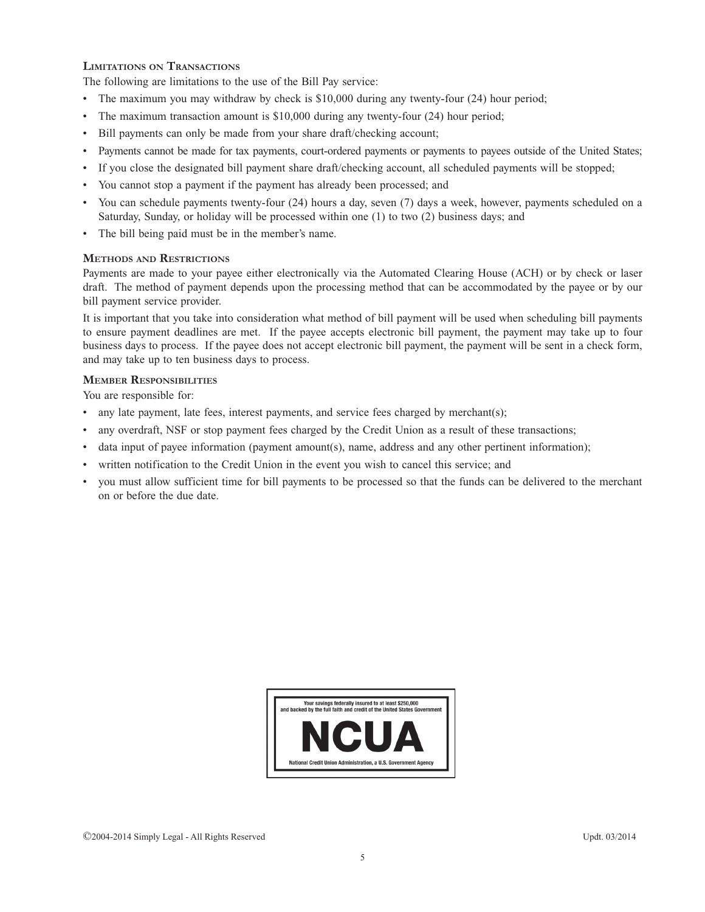### Limitations on Transactions

The following are limitations to the use of the Bill Pay service:

- The maximum you may withdraw by check is $10,000 during any twenty-four (24) hour period;
- The maximum transaction amount is $10,000 during any twenty-four (24) hour period;
- Bill payments can only be made from your share draft/checking account;
- Payments cannot be made for tax payments, court-ordered payments or payments to payees outside of the United States;
- If you close the designated bill payment share draft/checking account, all scheduled payments will be stopped;
- You cannot stop a payment if the payment has already been processed; and
- You can schedule payments twenty-four (24) hours a day, seven (7) days a week, however, payments scheduled on a Saturday, Sunday, or holiday will be processed within one (1) to two (2) business days; and
- The bill being paid must be in the member's name.

### Methods and Restrictions

Payments are made to your payee either electronically via the Automated Clearing House (ACH) or by check or laser draft. The method of payment depends upon the processing method that can be accommodated by the payee or by our bill payment service provider.

It is important that you take into consideration what method of bill payment will be used when scheduling bill payments to ensure payment deadlines are met. If the payee accepts electronic bill payment, the payment may take up to four business days to process. If the payee does not accept electronic bill payment, the payment will be sent in a check form, and may take up to ten business days to process.

### Member Responsibilities

You are responsible for:

- any late payment, late fees, interest payments, and service fees charged by merchant(s);
- any overdraft, NSF or stop payment fees charged by the Credit Union as a result of these transactions;
- data input of payee information (payment amount(s), name, address and any other pertinent information);
- written notification to the Credit Union in the event you wish to cancel this service; and
- you must allow sufficient time for bill payments to be processed so that the funds can be delivered to the merchant on or before the due date.

Your savings federally insured to at least $250,000
and backed by the full faith and credit of the United States Government

**NCUA**

National Credit Union Administration, a U.S. Government Agency

©2004-2014 Simply Legal - All Rights Reserved Updt. 03/2014